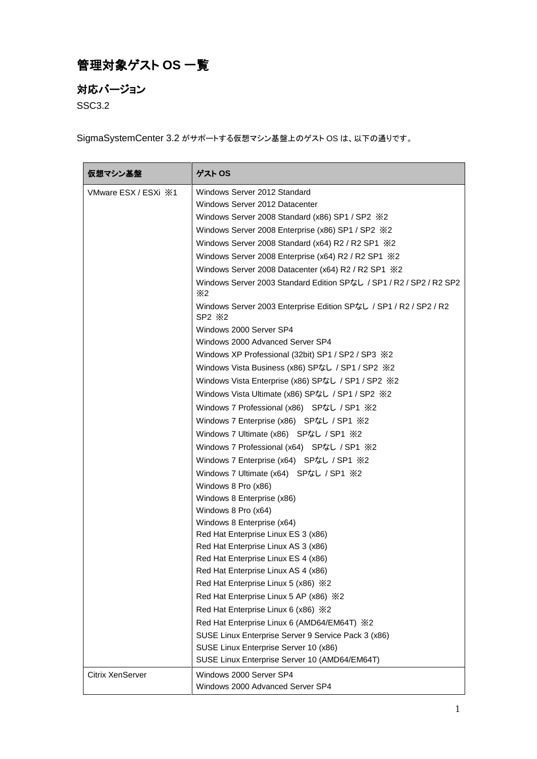# 管理対象ゲスト OS 一覧

## 対応バージョン

SSC3.2

SigmaSystemCenter 3.2 がサポートする仮想マシン基盤上のゲスト OS は、以下の通りです。

| 仮想マシン基盤 | ゲスト OS |
| --- | --- |
| VMware ESX / ESXi ※1 | Windows Server 2012 Standard<br>Windows Server 2012 Datacenter<br>Windows Server 2008 Standard (x86) SP1 / SP2 ※2<br>Windows Server 2008 Enterprise (x86) SP1 / SP2 ※2<br>Windows Server 2008 Standard (x64) R2 / R2 SP1 ※2<br>Windows Server 2008 Enterprise (x64) R2 / R2 SP1 ※2<br>Windows Server 2008 Datacenter (x64) R2 / R2 SP1 ※2<br>Windows Server 2003 Standard Edition SPなし / SP1 / R2 / SP2 / R2 SP2 ※2<br>Windows Server 2003 Enterprise Edition SPなし / SP1 / R2 / SP2 / R2 SP2 ※2<br>Windows 2000 Server SP4<br>Windows 2000 Advanced Server SP4<br>Windows XP Professional (32bit) SP1 / SP2 / SP3 ※2<br>Windows Vista Business (x86) SPなし / SP1 / SP2 ※2<br>Windows Vista Enterprise (x86) SPなし / SP1 / SP2 ※2<br>Windows Vista Ultimate (x86) SPなし / SP1 / SP2 ※2<br>Windows 7 Professional (x86)　SPなし / SP1 ※2<br>Windows 7 Enterprise (x86)　SPなし / SP1 ※2<br>Windows 7 Ultimate (x86)　SPなし / SP1 ※2<br>Windows 7 Professional (x64)　SPなし / SP1 ※2<br>Windows 7 Enterprise (x64)　SPなし / SP1 ※2<br>Windows 7 Ultimate (x64)　SPなし / SP1 ※2<br>Windows 8 Pro (x86)<br>Windows 8 Enterprise (x86)<br>Windows 8 Pro (x64)<br>Windows 8 Enterprise (x64)<br>Red Hat Enterprise Linux ES 3 (x86)<br>Red Hat Enterprise Linux AS 3 (x86)<br>Red Hat Enterprise Linux ES 4 (x86)<br>Red Hat Enterprise Linux AS 4 (x86)<br>Red Hat Enterprise Linux 5 (x86) ※2<br>Red Hat Enterprise Linux 5 AP (x86) ※2<br>Red Hat Enterprise Linux 6 (x86) ※2<br>Red Hat Enterprise Linux 6 (AMD64/EM64T) ※2<br>SUSE Linux Enterprise Server 9 Service Pack 3 (x86)<br>SUSE Linux Enterprise Server 10 (x86)<br>SUSE Linux Enterprise Server 10 (AMD64/EM64T) |
| Citrix XenServer | Windows 2000 Server SP4<br>Windows 2000 Advanced Server SP4 |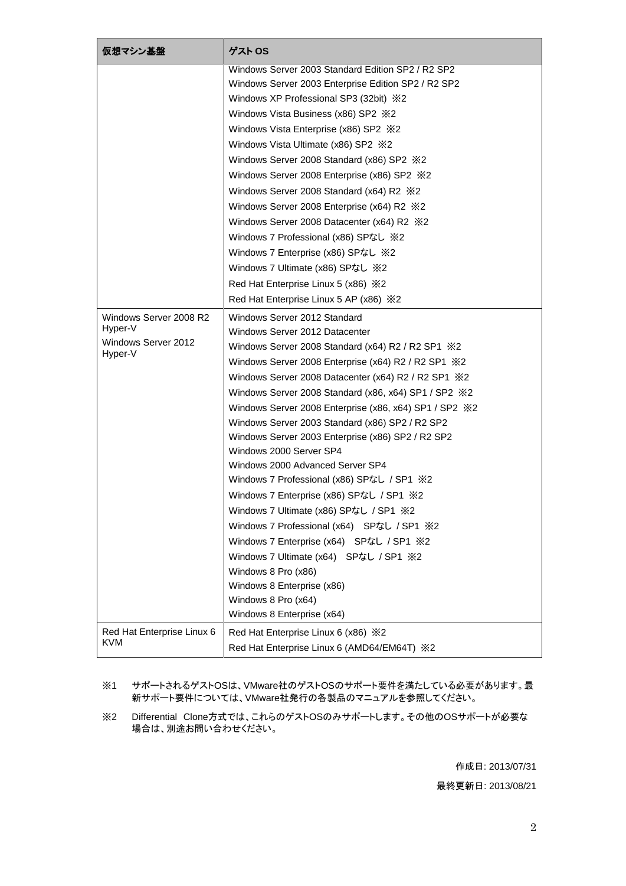| 仮想マシン基盤 | ゲスト OS |
|---|---|
| | Windows Server 2003 Standard Edition SP2 / R2 SP2<br>Windows Server 2003 Enterprise Edition SP2 / R2 SP2<br>Windows XP Professional SP3 (32bit) ※2<br>Windows Vista Business (x86) SP2 ※2<br>Windows Vista Enterprise (x86) SP2 ※2<br>Windows Vista Ultimate (x86) SP2 ※2<br>Windows Server 2008 Standard (x86) SP2 ※2<br>Windows Server 2008 Enterprise (x86) SP2 ※2<br>Windows Server 2008 Standard (x64) R2 ※2<br>Windows Server 2008 Enterprise (x64) R2 ※2<br>Windows Server 2008 Datacenter (x64) R2 ※2<br>Windows 7 Professional (x86) SPなし ※2<br>Windows 7 Enterprise (x86) SPなし ※2<br>Windows 7 Ultimate (x86) SPなし ※2<br>Red Hat Enterprise Linux 5 (x86) ※2<br>Red Hat Enterprise Linux 5 AP (x86) ※2 |
| Windows Server 2008 R2 Hyper-V<br>Windows Server 2012 Hyper-V | Windows Server 2012 Standard<br>Windows Server 2012 Datacenter<br>Windows Server 2008 Standard (x64) R2 / R2 SP1 ※2<br>Windows Server 2008 Enterprise (x64) R2 / R2 SP1 ※2<br>Windows Server 2008 Datacenter (x64) R2 / R2 SP1 ※2<br>Windows Server 2008 Standard (x86, x64) SP1 / SP2 ※2<br>Windows Server 2008 Enterprise (x86, x64) SP1 / SP2 ※2<br>Windows Server 2003 Standard (x86) SP2 / R2 SP2<br>Windows Server 2003 Enterprise (x86) SP2 / R2 SP2<br>Windows 2000 Server SP4<br>Windows 2000 Advanced Server SP4<br>Windows 7 Professional (x86) SPなし / SP1 ※2<br>Windows 7 Enterprise (x86) SPなし / SP1 ※2<br>Windows 7 Ultimate (x86) SPなし / SP1 ※2<br>Windows 7 Professional (x64) SPなし / SP1 ※2<br>Windows 7 Enterprise (x64) SPなし / SP1 ※2<br>Windows 7 Ultimate (x64) SPなし / SP1 ※2<br>Windows 8 Pro (x86)<br>Windows 8 Enterprise (x86)<br>Windows 8 Pro (x64)<br>Windows 8 Enterprise (x64) |
| Red Hat Enterprise Linux 6 KVM | Red Hat Enterprise Linux 6 (x86) ※2<br>Red Hat Enterprise Linux 6 (AMD64/EM64T) ※2 |

※1　サポートされるゲストOSは、VMware社のゲストOSのサポート要件を満たしている必要があります。最新サポート要件については、VMware社発行の各製品のマニュアルを参照してください。

※2　Differential Clone方式では、これらのゲストOSのみサポートします。その他のOSサポートが必要な場合は、別途お問い合わせください。

作成日: 2013/07/31

最終更新日: 2013/08/21